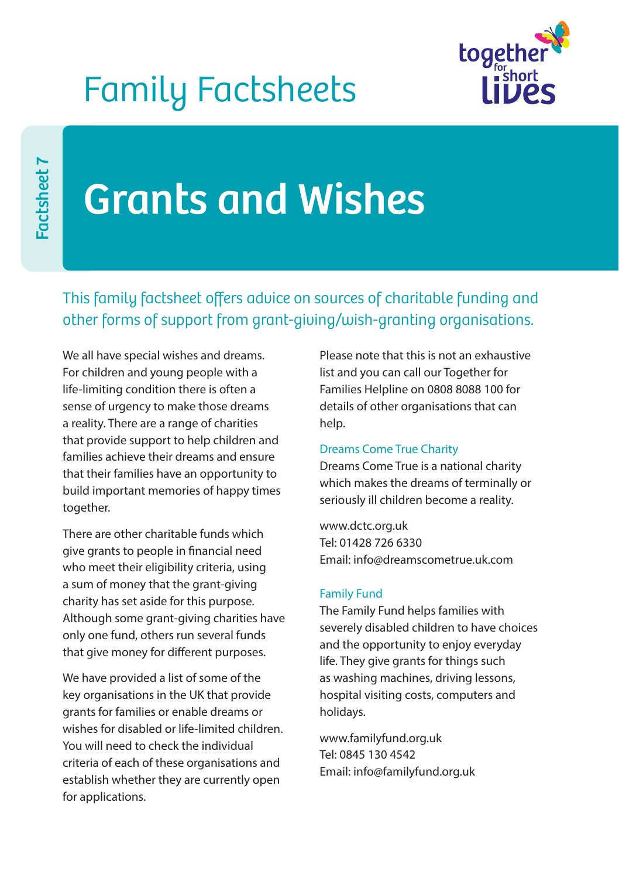Family Factsheets

Factsheet 7

# Grants and Wishes

This family factsheet offers advice on sources of charitable funding and other forms of support from grant-giving/wish-granting organisations.

We all have special wishes and dreams. For children and young people with a life-limiting condition there is often a sense of urgency to make those dreams a reality. There are a range of charities that provide support to help children and families achieve their dreams and ensure that their families have an opportunity to build important memories of happy times together.

There are other charitable funds which give grants to people in financial need who meet their eligibility criteria, using a sum of money that the grant-giving charity has set aside for this purpose. Although some grant-giving charities have only one fund, others run several funds that give money for different purposes.

We have provided a list of some of the key organisations in the UK that provide grants for families or enable dreams or wishes for disabled or life-limited children. You will need to check the individual criteria of each of these organisations and establish whether they are currently open for applications.

Please note that this is not an exhaustive list and you can call our Together for Families Helpline on 0808 8088 100 for details of other organisations that can help.

### Dreams Come True Charity

Dreams Come True is a national charity which makes the dreams of terminally or seriously ill children become a reality.

www.dctc.org.uk
Tel: 01428 726 6330
Email: info@dreamscometrue.uk.com

### Family Fund

The Family Fund helps families with severely disabled children to have choices and the opportunity to enjoy everyday life. They give grants for things such as washing machines, driving lessons, hospital visiting costs, computers and holidays.

www.familyfund.org.uk
Tel: 0845 130 4542
Email: info@familyfund.org.uk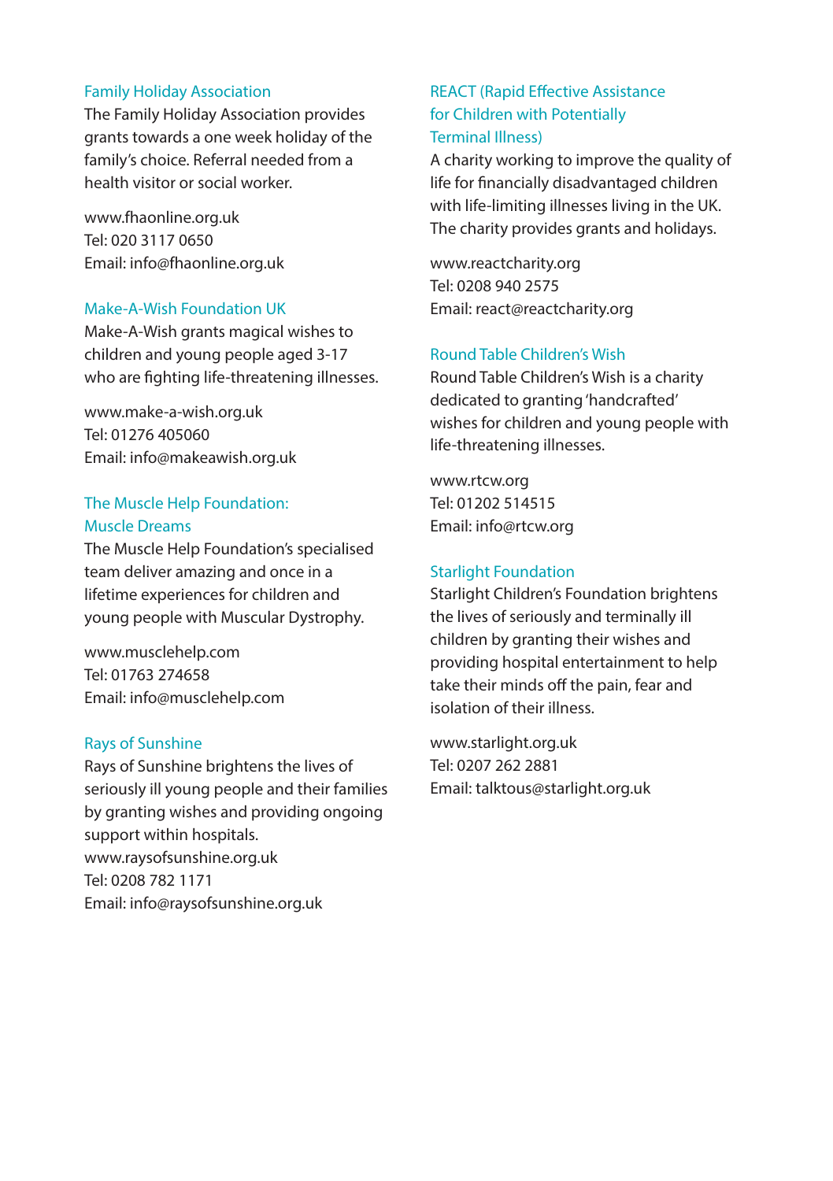### Family Holiday Association

The Family Holiday Association provides grants towards a one week holiday of the family's choice. Referral needed from a health visitor or social worker.

www.fhaonline.org.uk
Tel: 020 3117 0650
Email: info@fhaonline.org.uk

### Make-A-Wish Foundation UK

Make-A-Wish grants magical wishes to children and young people aged 3-17 who are fighting life-threatening illnesses.

www.make-a-wish.org.uk
Tel: 01276 405060
Email: info@makeawish.org.uk

### The Muscle Help Foundation: Muscle Dreams

The Muscle Help Foundation's specialised team deliver amazing and once in a lifetime experiences for children and young people with Muscular Dystrophy.

www.musclehelp.com
Tel: 01763 274658
Email: info@musclehelp.com

### Rays of Sunshine

Rays of Sunshine brightens the lives of seriously ill young people and their families by granting wishes and providing ongoing support within hospitals.
www.raysofsunshine.org.uk
Tel: 0208 782 1171
Email: info@raysofsunshine.org.uk

### REACT (Rapid Effective Assistance for Children with Potentially Terminal Illness)

A charity working to improve the quality of life for financially disadvantaged children with life-limiting illnesses living in the UK. The charity provides grants and holidays.

www.reactcharity.org
Tel: 0208 940 2575
Email: react@reactcharity.org

### Round Table Children's Wish

Round Table Children's Wish is a charity dedicated to granting 'handcrafted' wishes for children and young people with life-threatening illnesses.

www.rtcw.org
Tel: 01202 514515
Email: info@rtcw.org

### Starlight Foundation

Starlight Children's Foundation brightens the lives of seriously and terminally ill children by granting their wishes and providing hospital entertainment to help take their minds off the pain, fear and isolation of their illness.

www.starlight.org.uk
Tel: 0207 262 2881
Email: talktous@starlight.org.uk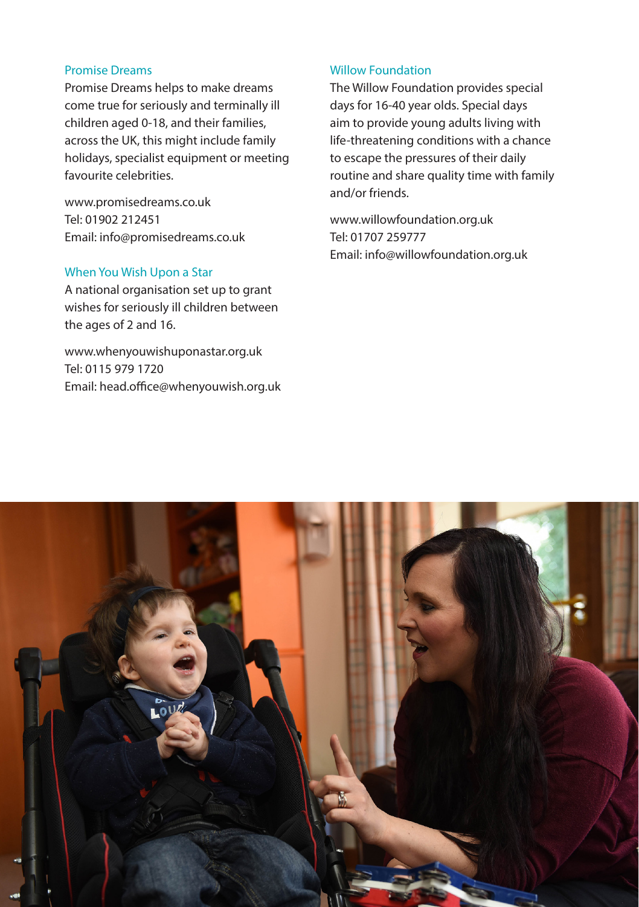### Promise Dreams

Promise Dreams helps to make dreams come true for seriously and terminally ill children aged 0-18, and their families, across the UK, this might include family holidays, specialist equipment or meeting favourite celebrities.

www.promisedreams.co.uk
Tel: 01902 212451
Email: info@promisedreams.co.uk

### When You Wish Upon a Star

A national organisation set up to grant wishes for seriously ill children between the ages of 2 and 16.

www.whenyouwishuponastar.org.uk
Tel: 0115 979 1720
Email: head.office@whenyouwish.org.uk

### Willow Foundation

The Willow Foundation provides special days for 16-40 year olds. Special days aim to provide young adults living with life-threatening conditions with a chance to escape the pressures of their daily routine and share quality time with family and/or friends.

www.willowfoundation.org.uk
Tel: 01707 259777
Email: info@willowfoundation.org.uk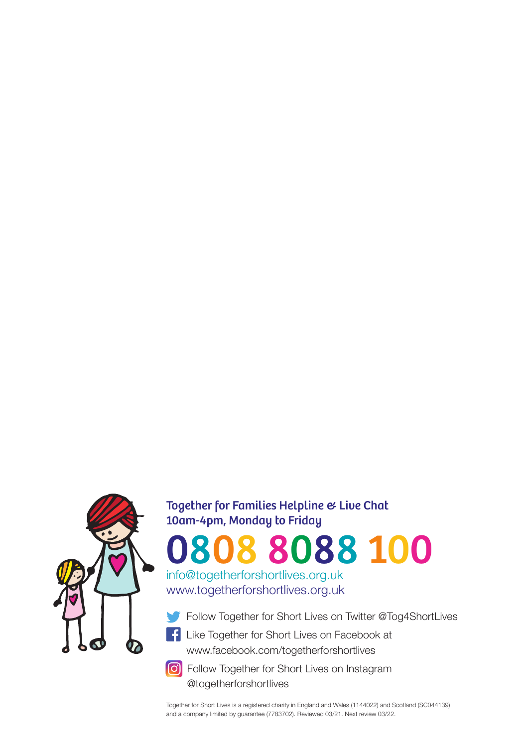**Together for Families Helpline & Live Chat**
**10am-4pm, Monday to Friday**

# 0808 8088 100

info@togetherforshortlives.org.uk
www.togetherforshortlives.org.uk

Follow Together for Short Lives on Twitter @Tog4ShortLives

Like Together for Short Lives on Facebook at www.facebook.com/togetherforshortlives

Follow Together for Short Lives on Instagram @togetherforshortlives

Together for Short Lives is a registered charity in England and Wales (1144022) and Scotland (SC044139) and a company limited by guarantee (7783702). Reviewed 03/21. Next review 03/22.